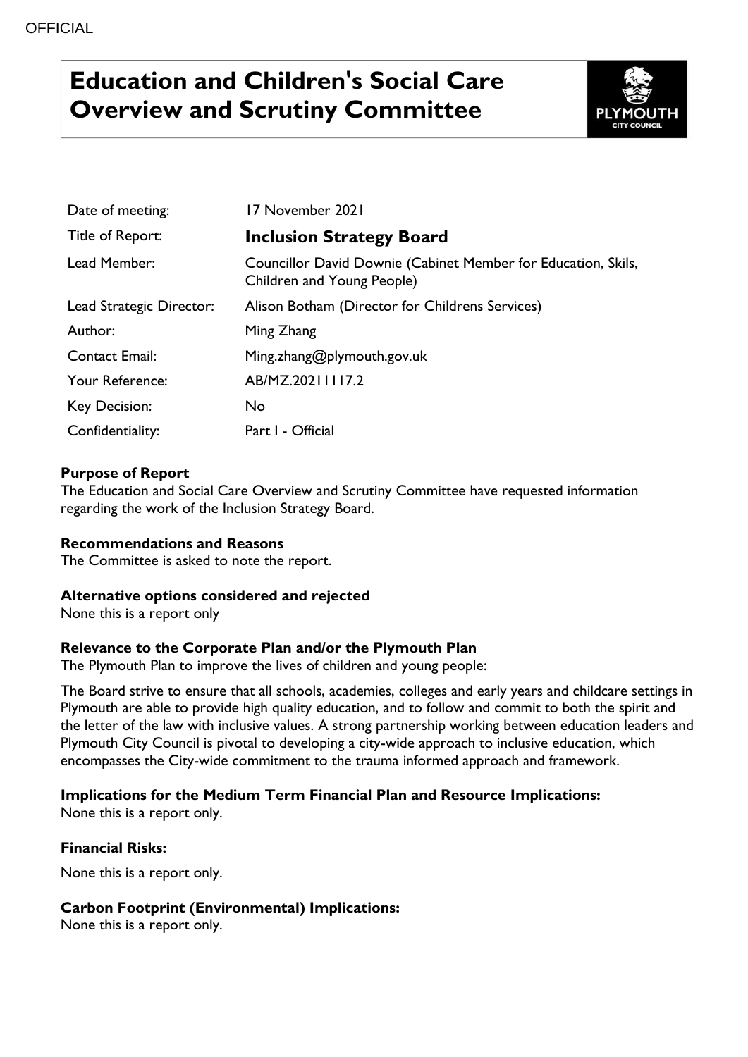OFFICIAL

# Education and Children's Social Care Overview and Scrutiny Committee

| | |
|---|---|
| Date of meeting: | 17 November 2021 |
| Title of Report: | **Inclusion Strategy Board** |
| Lead Member: | Councillor David Downie (Cabinet Member for Education, Skils, Children and Young People) |
| Lead Strategic Director: | Alison Botham (Director for Childrens Services) |
| Author: | Ming Zhang |
| Contact Email: | Ming.zhang@plymouth.gov.uk |
| Your Reference: | AB/MZ.20211117.2 |
| Key Decision: | No |
| Confidentiality: | Part I - Official |

**Purpose of Report**

The Education and Social Care Overview and Scrutiny Committee have requested information regarding the work of the Inclusion Strategy Board.

**Recommendations and Reasons**

The Committee is asked to note the report.

**Alternative options considered and rejected**

None this is a report only

**Relevance to the Corporate Plan and/or the Plymouth Plan**

The Plymouth Plan to improve the lives of children and young people:

The Board strive to ensure that all schools, academies, colleges and early years and childcare settings in Plymouth are able to provide high quality education, and to follow and commit to both the spirit and the letter of the law with inclusive values. A strong partnership working between education leaders and Plymouth City Council is pivotal to developing a city-wide approach to inclusive education, which encompasses the City-wide commitment to the trauma informed approach and framework.

**Implications for the Medium Term Financial Plan and Resource Implications:**

None this is a report only.

**Financial Risks:**

None this is a report only.

**Carbon Footprint (Environmental) Implications:**

None this is a report only.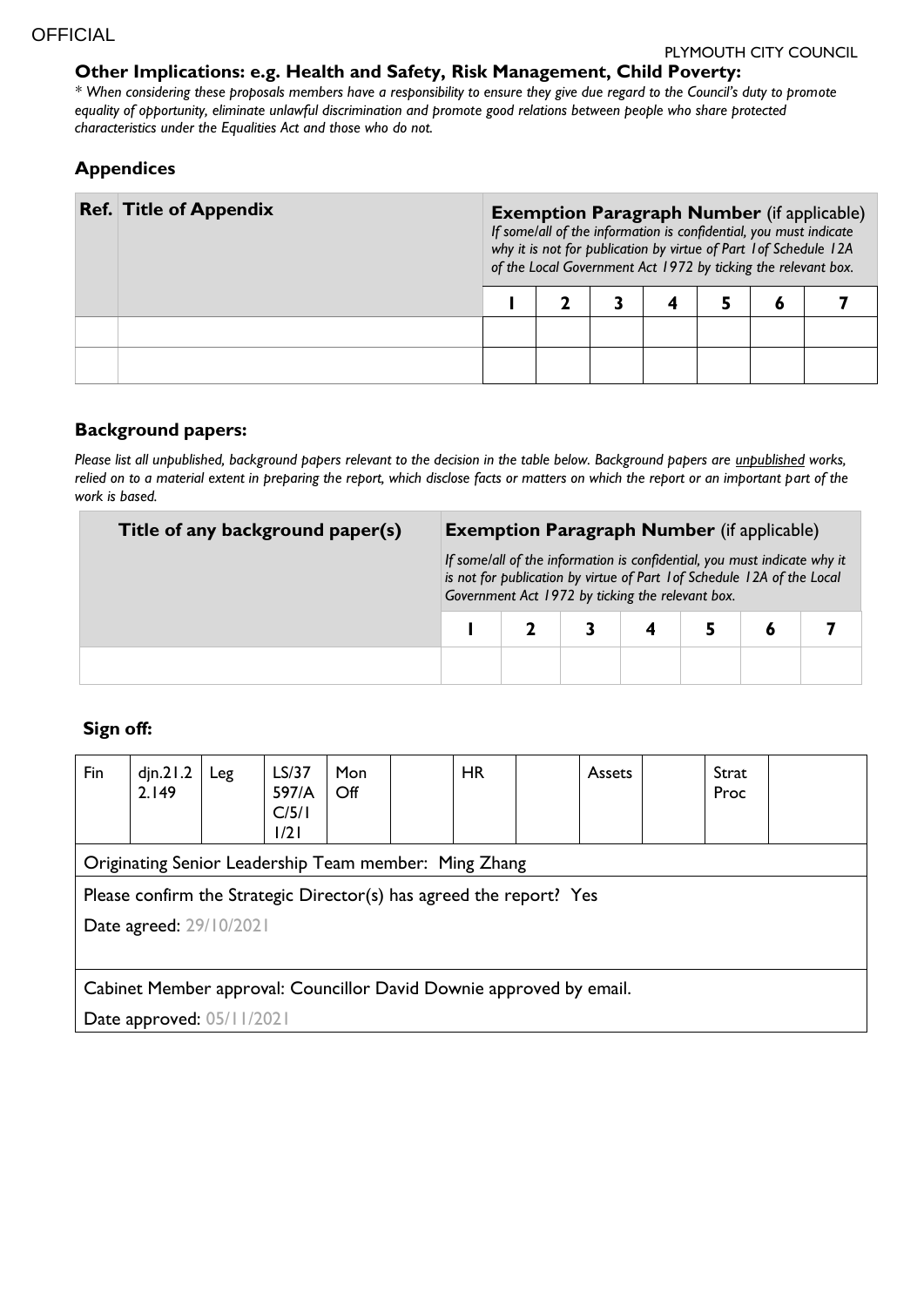### Other Implications: e.g. Health and Safety, Risk Management, Child Poverty:

*\* When considering these proposals members have a responsibility to ensure they give due regard to the Council's duty to promote equality of opportunity, eliminate unlawful discrimination and promote good relations between people who share protected characteristics under the Equalities Act and those who do not.*

## Appendices

| Ref. | Title of Appendix | **Exemption Paragraph Number** (if applicable) *If some/all of the information is confidential, you must indicate why it is not for publication by virtue of Part 1of Schedule 12A of the Local Government Act 1972 by ticking the relevant box.* | | | | | | |
|---|---|---|---|---|---|---|---|---|
| | | 1 | 2 | 3 | 4 | 5 | 6 | 7 |
| | | | | | | | | |
| | | | | | | | | |

## Background papers:

*Please list all unpublished, background papers relevant to the decision in the table below. Background papers are unpublished works, relied on to a material extent in preparing the report, which disclose facts or matters on which the report or an important part of the work is based.*

| Title of any background paper(s) | **Exemption Paragraph Number** (if applicable) *If some/all of the information is confidential, you must indicate why it is not for publication by virtue of Part 1of Schedule 12A of the Local Government Act 1972 by ticking the relevant box.* | | | | | | |
|---|---|---|---|---|---|---|---|
| | 1 | 2 | 3 | 4 | 5 | 6 | 7 |
| | | | | | | | |

## Sign off:

| Fin | djn.21.2 2.149 | Leg | LS/37 597/A C/5/1 1/21 | Mon Off | | HR | | Assets | | Strat Proc | |
|---|---|---|---|---|---|---|---|---|---|---|---|
| Originating Senior Leadership Team member: Ming Zhang | | | | | | | | | | | |
| Please confirm the Strategic Director(s) has agreed the report? Yes<br>Date agreed: 29/10/2021 | | | | | | | | | | | |
| Cabinet Member approval: Councillor David Downie approved by email.<br>Date approved: 05/11/2021 | | | | | | | | | | | |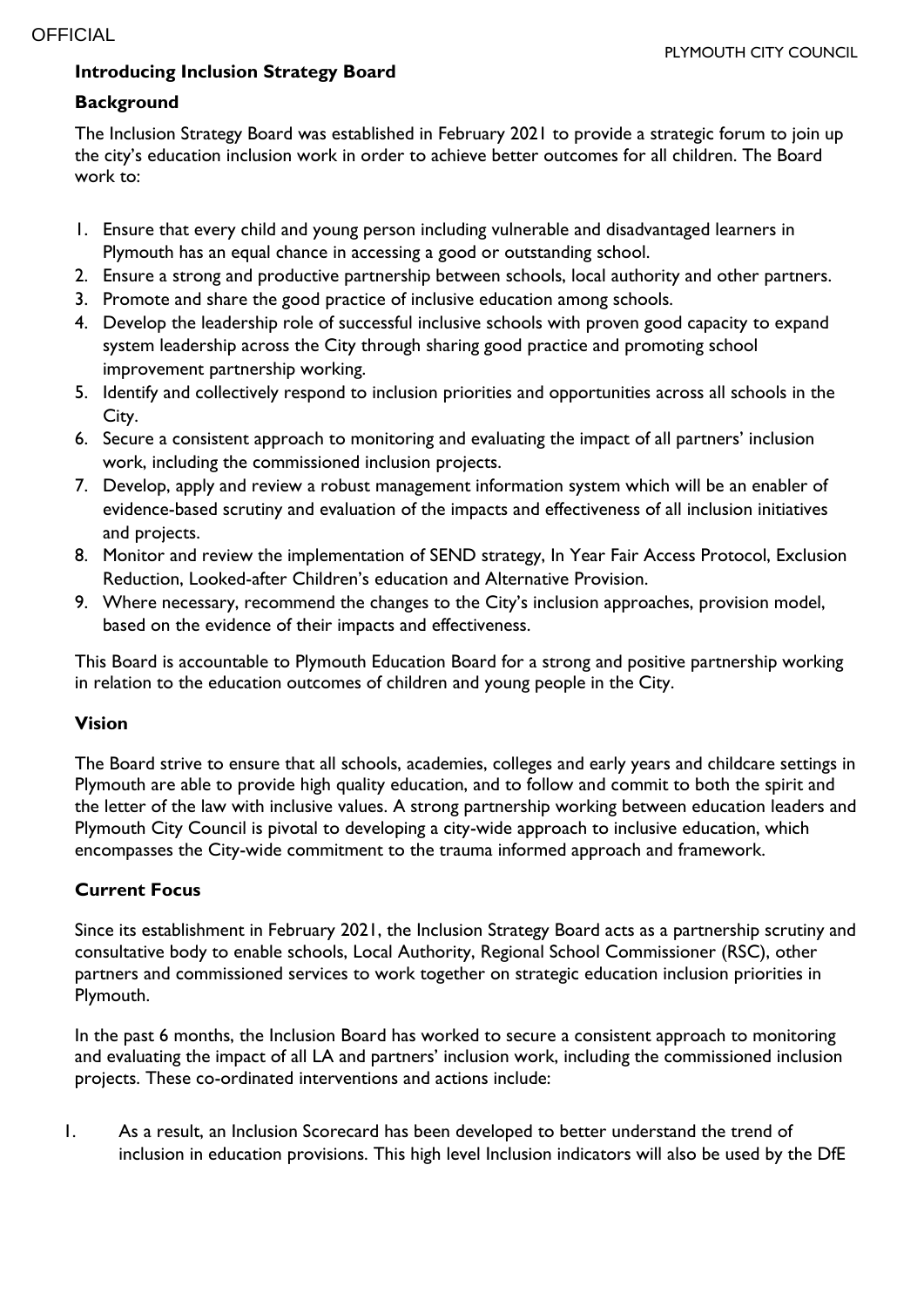## Introducing Inclusion Strategy Board

### Background

The Inclusion Strategy Board was established in February 2021 to provide a strategic forum to join up the city's education inclusion work in order to achieve better outcomes for all children. The Board work to:

1. Ensure that every child and young person including vulnerable and disadvantaged learners in Plymouth has an equal chance in accessing a good or outstanding school.
2. Ensure a strong and productive partnership between schools, local authority and other partners.
3. Promote and share the good practice of inclusive education among schools.
4. Develop the leadership role of successful inclusive schools with proven good capacity to expand system leadership across the City through sharing good practice and promoting school improvement partnership working.
5. Identify and collectively respond to inclusion priorities and opportunities across all schools in the City.
6. Secure a consistent approach to monitoring and evaluating the impact of all partners' inclusion work, including the commissioned inclusion projects.
7. Develop, apply and review a robust management information system which will be an enabler of evidence-based scrutiny and evaluation of the impacts and effectiveness of all inclusion initiatives and projects.
8. Monitor and review the implementation of SEND strategy, In Year Fair Access Protocol, Exclusion Reduction, Looked-after Children's education and Alternative Provision.
9. Where necessary, recommend the changes to the City's inclusion approaches, provision model, based on the evidence of their impacts and effectiveness.

This Board is accountable to Plymouth Education Board for a strong and positive partnership working in relation to the education outcomes of children and young people in the City.

### Vision

The Board strive to ensure that all schools, academies, colleges and early years and childcare settings in Plymouth are able to provide high quality education, and to follow and commit to both the spirit and the letter of the law with inclusive values. A strong partnership working between education leaders and Plymouth City Council is pivotal to developing a city-wide approach to inclusive education, which encompasses the City-wide commitment to the trauma informed approach and framework.

### Current Focus

Since its establishment in February 2021, the Inclusion Strategy Board acts as a partnership scrutiny and consultative body to enable schools, Local Authority, Regional School Commissioner (RSC), other partners and commissioned services to work together on strategic education inclusion priorities in Plymouth.

In the past 6 months, the Inclusion Board has worked to secure a consistent approach to monitoring and evaluating the impact of all LA and partners' inclusion work, including the commissioned inclusion projects. These co-ordinated interventions and actions include:

1. As a result, an Inclusion Scorecard has been developed to better understand the trend of inclusion in education provisions. This high level Inclusion indicators will also be used by the DfE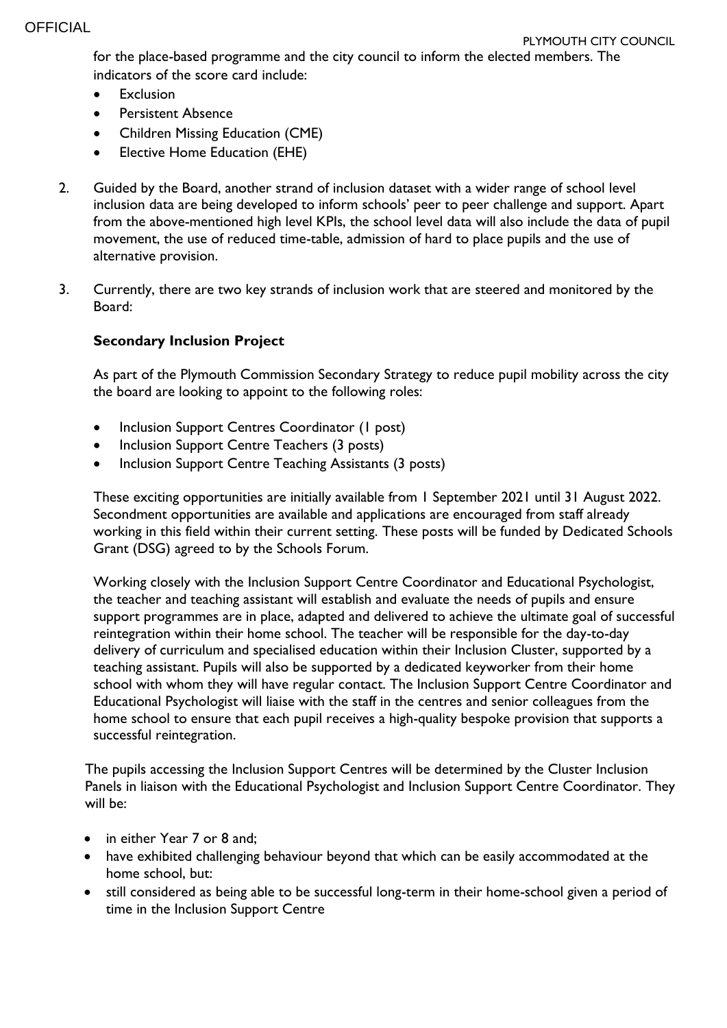for the place-based programme and the city council to inform the elected members. The indicators of the score card include:

- Exclusion
- Persistent Absence
- Children Missing Education (CME)
- Elective Home Education (EHE)

2. Guided by the Board, another strand of inclusion dataset with a wider range of school level inclusion data are being developed to inform schools' peer to peer challenge and support. Apart from the above-mentioned high level KPIs, the school level data will also include the data of pupil movement, the use of reduced time-table, admission of hard to place pupils and the use of alternative provision.

3. Currently, there are two key strands of inclusion work that are steered and monitored by the Board:

**Secondary Inclusion Project**

As part of the Plymouth Commission Secondary Strategy to reduce pupil mobility across the city the board are looking to appoint to the following roles:

- Inclusion Support Centres Coordinator (1 post)
- Inclusion Support Centre Teachers (3 posts)
- Inclusion Support Centre Teaching Assistants (3 posts)

These exciting opportunities are initially available from 1 September 2021 until 31 August 2022. Secondment opportunities are available and applications are encouraged from staff already working in this field within their current setting. These posts will be funded by Dedicated Schools Grant (DSG) agreed to by the Schools Forum.

Working closely with the Inclusion Support Centre Coordinator and Educational Psychologist, the teacher and teaching assistant will establish and evaluate the needs of pupils and ensure support programmes are in place, adapted and delivered to achieve the ultimate goal of successful reintegration within their home school. The teacher will be responsible for the day-to-day delivery of curriculum and specialised education within their Inclusion Cluster, supported by a teaching assistant. Pupils will also be supported by a dedicated keyworker from their home school with whom they will have regular contact. The Inclusion Support Centre Coordinator and Educational Psychologist will liaise with the staff in the centres and senior colleagues from the home school to ensure that each pupil receives a high-quality bespoke provision that supports a successful reintegration.

The pupils accessing the Inclusion Support Centres will be determined by the Cluster Inclusion Panels in liaison with the Educational Psychologist and Inclusion Support Centre Coordinator. They will be:

- in either Year 7 or 8 and;
- have exhibited challenging behaviour beyond that which can be easily accommodated at the home school, but:
- still considered as being able to be successful long-term in their home-school given a period of time in the Inclusion Support Centre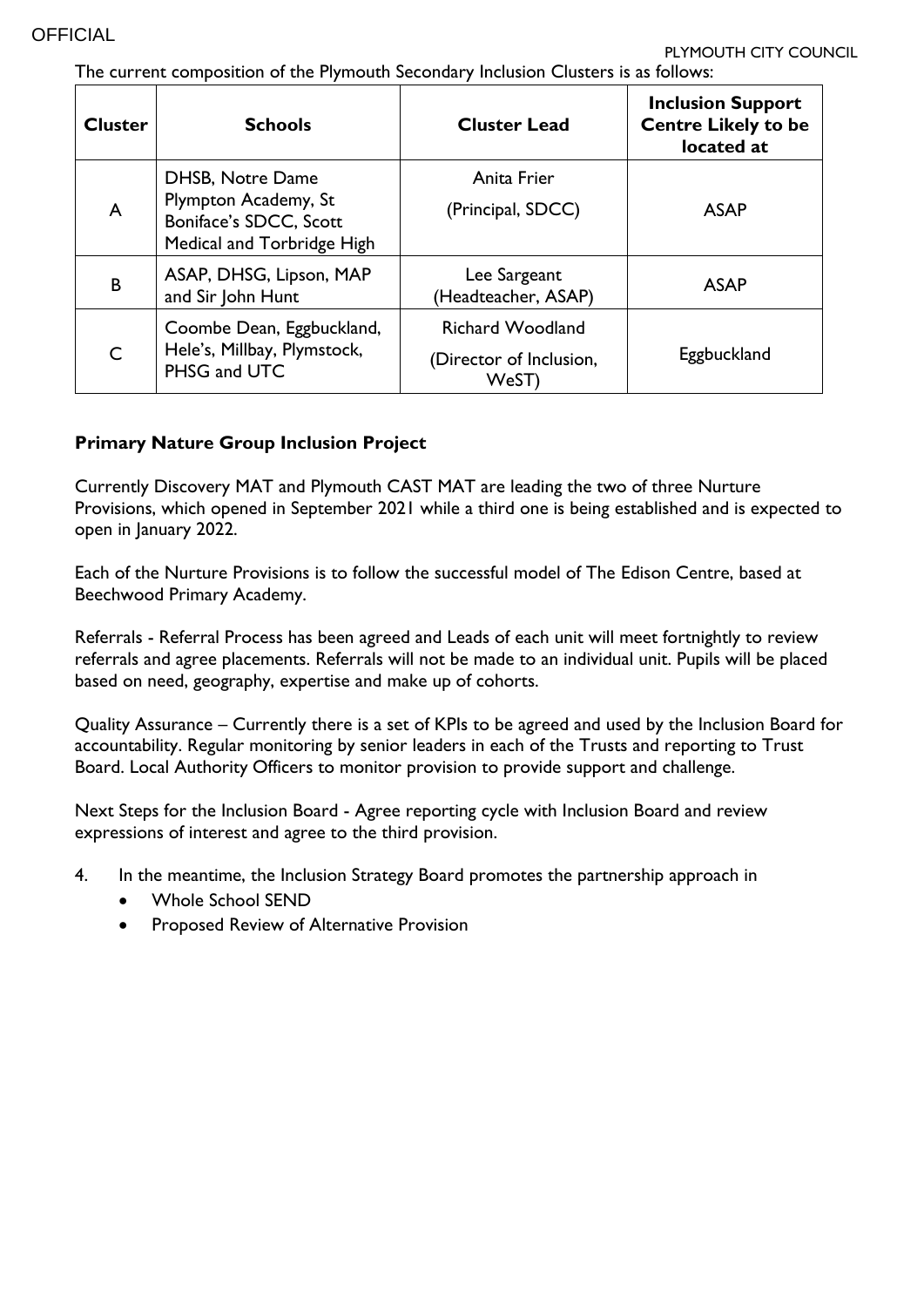The current composition of the Plymouth Secondary Inclusion Clusters is as follows:

| Cluster | Schools | Cluster Lead | Inclusion Support Centre Likely to be located at |
|---|---|---|---|
| A | DHSB, Notre Dame Plympton Academy, St Boniface's SDCC, Scott Medical and Torbridge High | Anita Frier (Principal, SDCC) | ASAP |
| B | ASAP, DHSG, Lipson, MAP and Sir John Hunt | Lee Sargeant (Headteacher, ASAP) | ASAP |
| C | Coombe Dean, Eggbuckland, Hele's, Millbay, Plymstock, PHSG and UTC | Richard Woodland (Director of Inclusion, WeST) | Eggbuckland |

**Primary Nature Group Inclusion Project**

Currently Discovery MAT and Plymouth CAST MAT are leading the two of three Nurture Provisions, which opened in September 2021 while a third one is being established and is expected to open in January 2022.

Each of the Nurture Provisions is to follow the successful model of The Edison Centre, based at Beechwood Primary Academy.

Referrals - Referral Process has been agreed and Leads of each unit will meet fortnightly to review referrals and agree placements. Referrals will not be made to an individual unit. Pupils will be placed based on need, geography, expertise and make up of cohorts.

Quality Assurance – Currently there is a set of KPIs to be agreed and used by the Inclusion Board for accountability. Regular monitoring by senior leaders in each of the Trusts and reporting to Trust Board. Local Authority Officers to monitor provision to provide support and challenge.

Next Steps for the Inclusion Board - Agree reporting cycle with Inclusion Board and review expressions of interest and agree to the third provision.

4. In the meantime, the Inclusion Strategy Board promotes the partnership approach in
   - Whole School SEND
   - Proposed Review of Alternative Provision